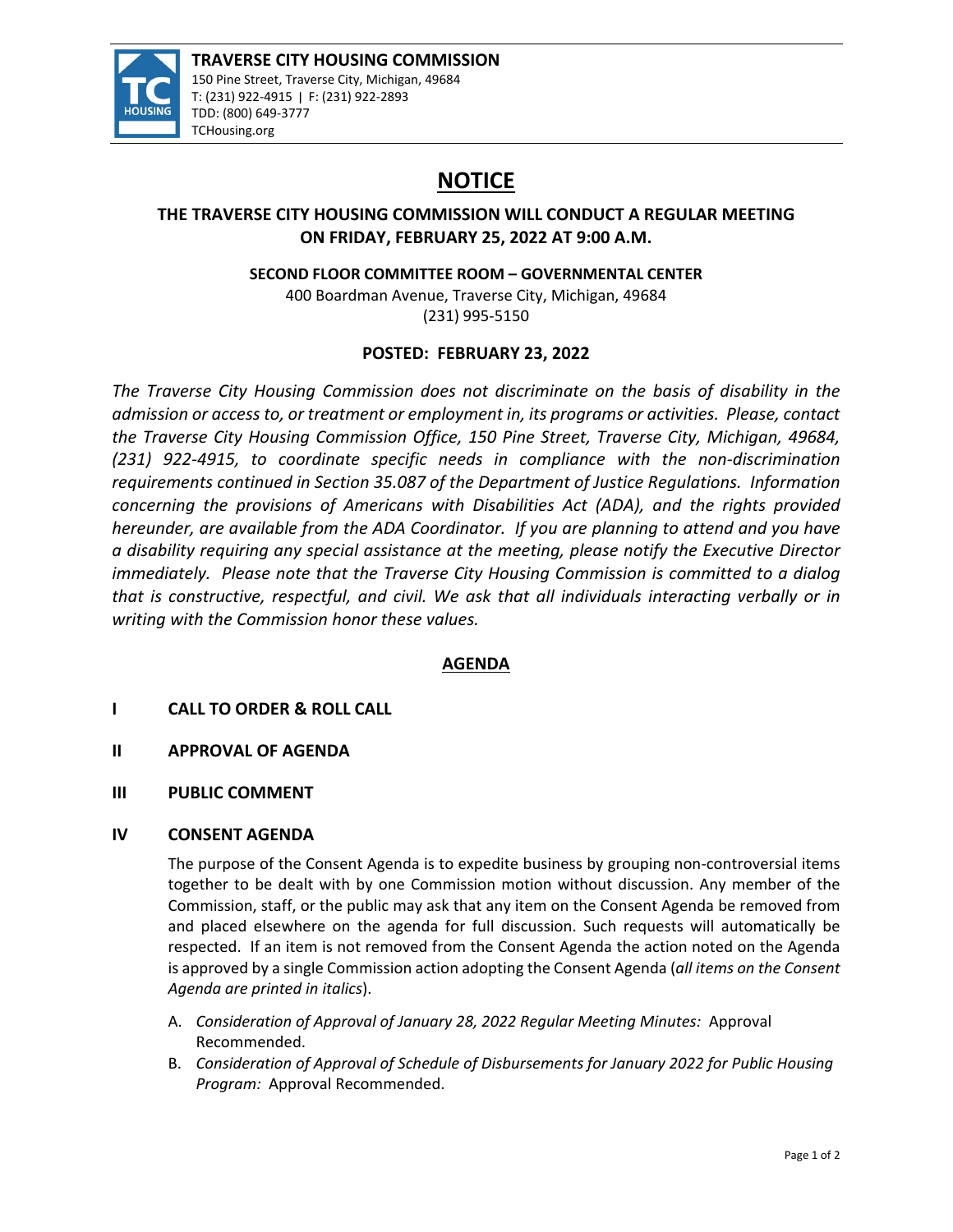**TRAVERSE CITY HOUSING COMMISSION**
150 Pine Street, Traverse City, Michigan, 49684
T: (231) 922-4915 | F: (231) 922-2893
TDD: (800) 649-3777
TCHousing.org

# NOTICE

## THE TRAVERSE CITY HOUSING COMMISSION WILL CONDUCT A REGULAR MEETING ON FRIDAY, FEBRUARY 25, 2022 AT 9:00 A.M.

**SECOND FLOOR COMMITTEE ROOM – GOVERNMENTAL CENTER**
400 Boardman Avenue, Traverse City, Michigan, 49684
(231) 995-5150

**POSTED: FEBRUARY 23, 2022**

*The Traverse City Housing Commission does not discriminate on the basis of disability in the admission or access to, or treatment or employment in, its programs or activities. Please, contact the Traverse City Housing Commission Office, 150 Pine Street, Traverse City, Michigan, 49684, (231) 922-4915, to coordinate specific needs in compliance with the non-discrimination requirements continued in Section 35.087 of the Department of Justice Regulations. Information concerning the provisions of Americans with Disabilities Act (ADA), and the rights provided hereunder, are available from the ADA Coordinator. If you are planning to attend and you have a disability requiring any special assistance at the meeting, please notify the Executive Director immediately. Please note that the Traverse City Housing Commission is committed to a dialog that is constructive, respectful, and civil. We ask that all individuals interacting verbally or in writing with the Commission honor these values.*

## AGENDA

**I CALL TO ORDER & ROLL CALL**

**II APPROVAL OF AGENDA**

**III PUBLIC COMMENT**

**IV CONSENT AGENDA**

The purpose of the Consent Agenda is to expedite business by grouping non-controversial items together to be dealt with by one Commission motion without discussion. Any member of the Commission, staff, or the public may ask that any item on the Consent Agenda be removed from and placed elsewhere on the agenda for full discussion. Such requests will automatically be respected. If an item is not removed from the Consent Agenda the action noted on the Agenda is approved by a single Commission action adopting the Consent Agenda (*all items on the Consent Agenda are printed in italics*).

A. *Consideration of Approval of January 28, 2022 Regular Meeting Minutes:* Approval Recommended.
B. *Consideration of Approval of Schedule of Disbursements for January 2022 for Public Housing Program:* Approval Recommended.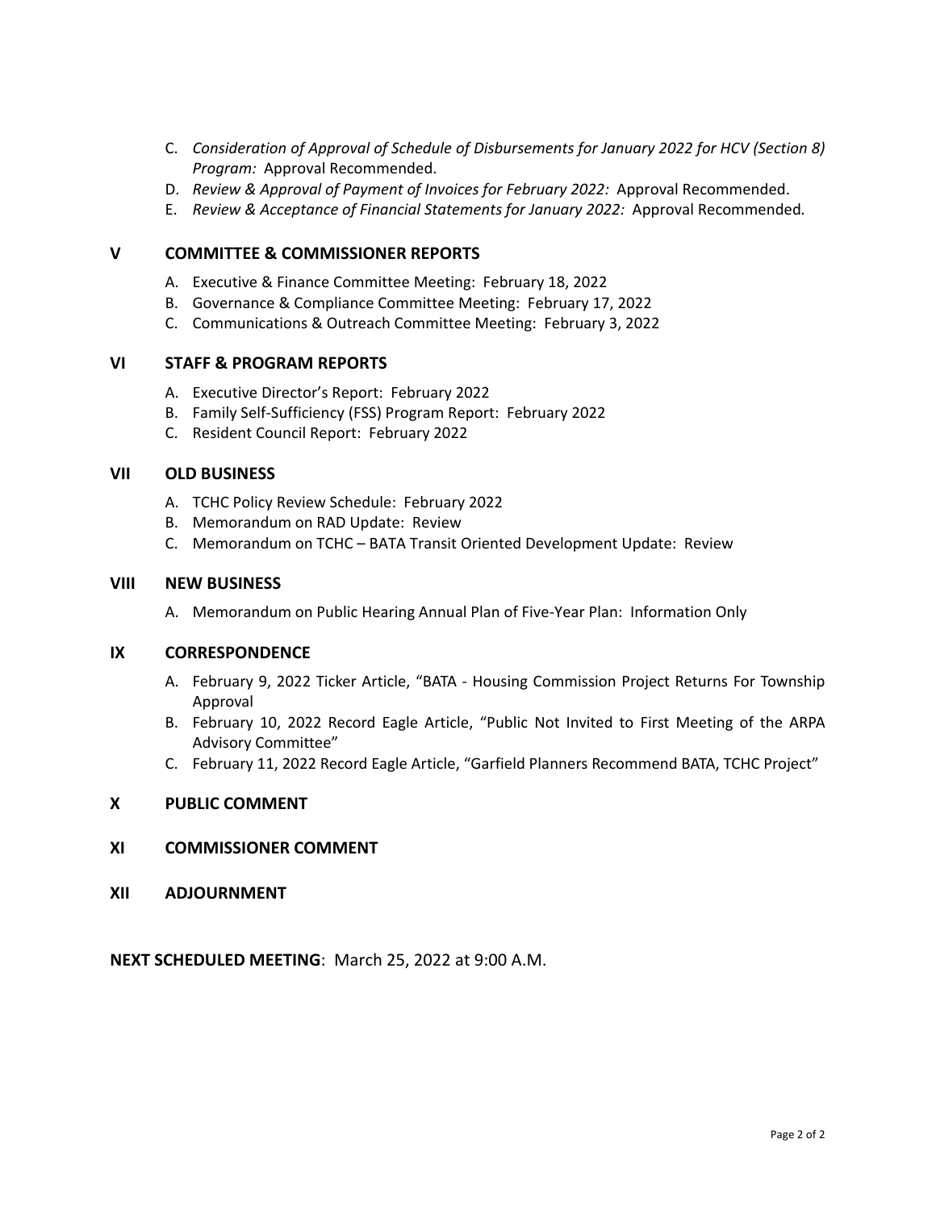C. *Consideration of Approval of Schedule of Disbursements for January 2022 for HCV (Section 8) Program:* Approval Recommended.
D. *Review & Approval of Payment of Invoices for February 2022:* Approval Recommended.
E. *Review & Acceptance of Financial Statements for January 2022:* Approval Recommended.

## V COMMITTEE & COMMISSIONER REPORTS

A. Executive & Finance Committee Meeting: February 18, 2022
B. Governance & Compliance Committee Meeting: February 17, 2022
C. Communications & Outreach Committee Meeting: February 3, 2022

## VI STAFF & PROGRAM REPORTS

A. Executive Director's Report: February 2022
B. Family Self-Sufficiency (FSS) Program Report: February 2022
C. Resident Council Report: February 2022

## VII OLD BUSINESS

A. TCHC Policy Review Schedule: February 2022
B. Memorandum on RAD Update: Review
C. Memorandum on TCHC – BATA Transit Oriented Development Update: Review

## VIII NEW BUSINESS

A. Memorandum on Public Hearing Annual Plan of Five-Year Plan: Information Only

## IX CORRESPONDENCE

A. February 9, 2022 Ticker Article, "BATA - Housing Commission Project Returns For Township Approval
B. February 10, 2022 Record Eagle Article, "Public Not Invited to First Meeting of the ARPA Advisory Committee"
C. February 11, 2022 Record Eagle Article, "Garfield Planners Recommend BATA, TCHC Project"

## X PUBLIC COMMENT

## XI COMMISSIONER COMMENT

## XII ADJOURNMENT

**NEXT SCHEDULED MEETING**: March 25, 2022 at 9:00 A.M.